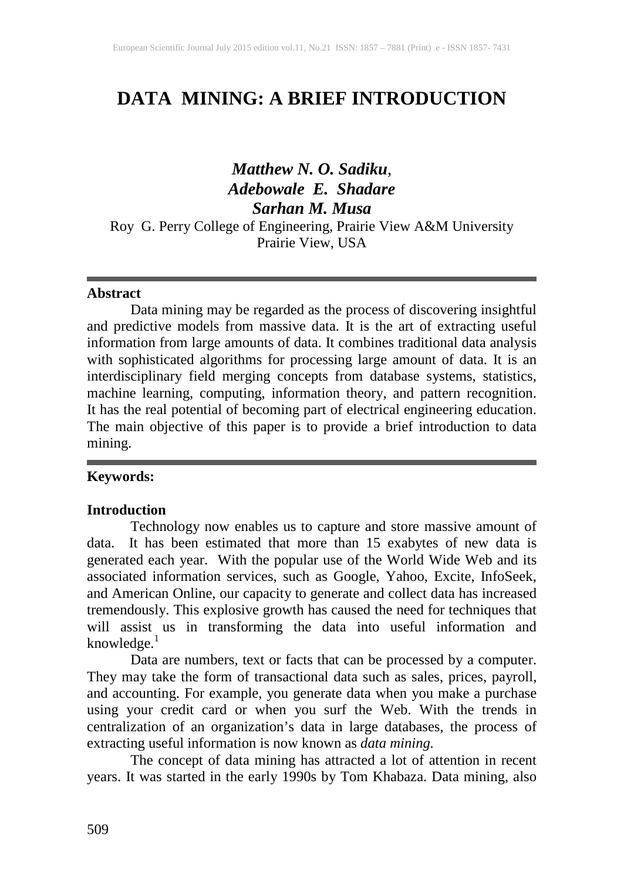# DATA MINING: A BRIEF INTRODUCTION

***Matthew N. O. Sadiku*,**
***Adebowale E. Shadare***
***Sarhan M. Musa***

Roy G. Perry College of Engineering, Prairie View A&M University
Prairie View, USA

## Abstract

Data mining may be regarded as the process of discovering insightful and predictive models from massive data. It is the art of extracting useful information from large amounts of data. It combines traditional data analysis with sophisticated algorithms for processing large amount of data. It is an interdisciplinary field merging concepts from database systems, statistics, machine learning, computing, information theory, and pattern recognition. It has the real potential of becoming part of electrical engineering education. The main objective of this paper is to provide a brief introduction to data mining.

**Keywords:**

## Introduction

Technology now enables us to capture and store massive amount of data. It has been estimated that more than 15 exabytes of new data is generated each year. With the popular use of the World Wide Web and its associated information services, such as Google, Yahoo, Excite, InfoSeek, and American Online, our capacity to generate and collect data has increased tremendously. This explosive growth has caused the need for techniques that will assist us in transforming the data into useful information and knowledge.[1]

Data are numbers, text or facts that can be processed by a computer. They may take the form of transactional data such as sales, prices, payroll, and accounting. For example, you generate data when you make a purchase using your credit card or when you surf the Web. With the trends in centralization of an organization's data in large databases, the process of extracting useful information is now known as *data mining.*

The concept of data mining has attracted a lot of attention in recent years. It was started in the early 1990s by Tom Khabaza. Data mining, also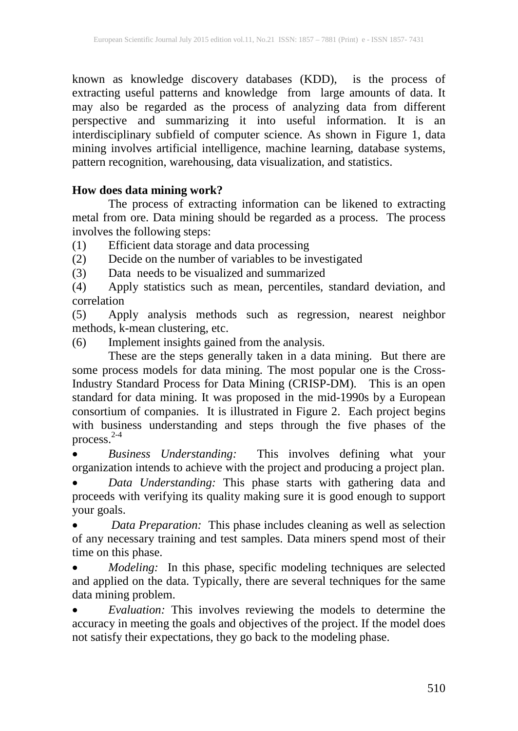known as knowledge discovery databases (KDD), is the process of extracting useful patterns and knowledge from large amounts of data. It may also be regarded as the process of analyzing data from different perspective and summarizing it into useful information. It is an interdisciplinary subfield of computer science. As shown in Figure 1, data mining involves artificial intelligence, machine learning, database systems, pattern recognition, warehousing, data visualization, and statistics.

**How does data mining work?**

The process of extracting information can be likened to extracting metal from ore. Data mining should be regarded as a process. The process involves the following steps:

(1) Efficient data storage and data processing
(2) Decide on the number of variables to be investigated
(3) Data needs to be visualized and summarized
(4) Apply statistics such as mean, percentiles, standard deviation, and correlation
(5) Apply analysis methods such as regression, nearest neighbor methods, k-mean clustering, etc.
(6) Implement insights gained from the analysis.

These are the steps generally taken in a data mining. But there are some process models for data mining. The most popular one is the Cross-Industry Standard Process for Data Mining (CRISP-DM). This is an open standard for data mining. It was proposed in the mid-1990s by a European consortium of companies. It is illustrated in Figure 2. Each project begins with business understanding and steps through the five phases of the process.[2-4]

- *Business Understanding:* This involves defining what your organization intends to achieve with the project and producing a project plan.
- *Data Understanding:* This phase starts with gathering data and proceeds with verifying its quality making sure it is good enough to support your goals.
- *Data Preparation:* This phase includes cleaning as well as selection of any necessary training and test samples. Data miners spend most of their time on this phase.
- *Modeling:* In this phase, specific modeling techniques are selected and applied on the data. Typically, there are several techniques for the same data mining problem.
- *Evaluation:* This involves reviewing the models to determine the accuracy in meeting the goals and objectives of the project. If the model does not satisfy their expectations, they go back to the modeling phase.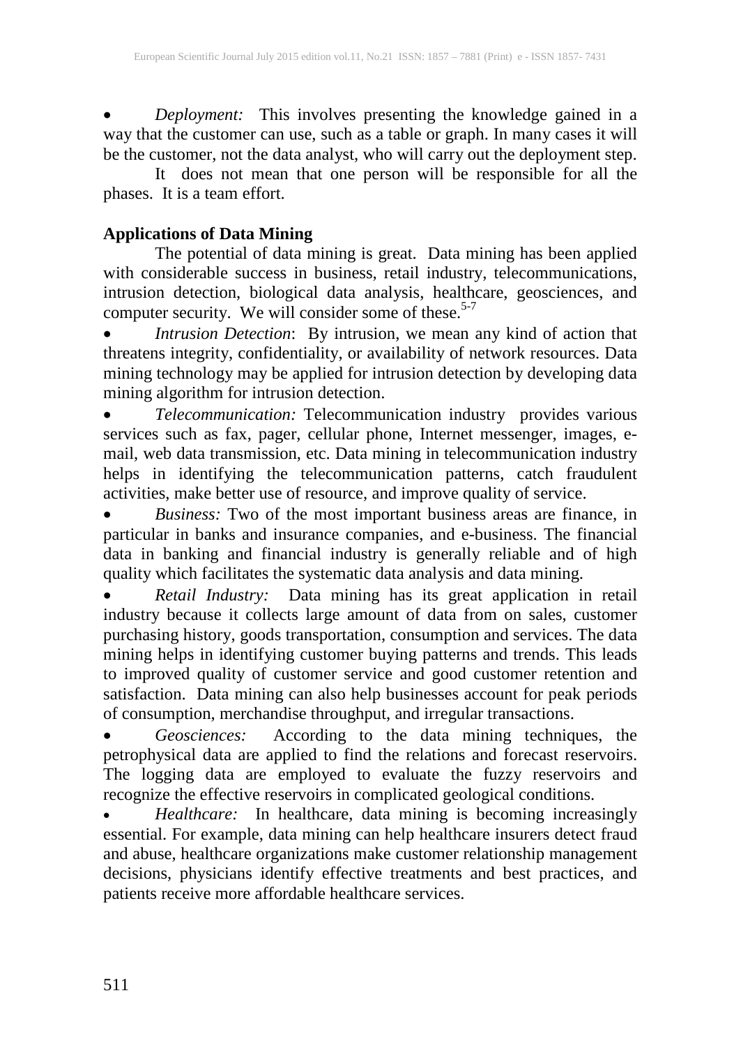- *Deployment:* This involves presenting the knowledge gained in a way that the customer can use, such as a table or graph. In many cases it will be the customer, not the data analyst, who will carry out the deployment step.

It does not mean that one person will be responsible for all the phases. It is a team effort.

## Applications of Data Mining

The potential of data mining is great. Data mining has been applied with considerable success in business, retail industry, telecommunications, intrusion detection, biological data analysis, healthcare, geosciences, and computer security. We will consider some of these.[5-7]

- *Intrusion Detection*: By intrusion, we mean any kind of action that threatens integrity, confidentiality, or availability of network resources. Data mining technology may be applied for intrusion detection by developing data mining algorithm for intrusion detection.
- *Telecommunication:* Telecommunication industry provides various services such as fax, pager, cellular phone, Internet messenger, images, e-mail, web data transmission, etc. Data mining in telecommunication industry helps in identifying the telecommunication patterns, catch fraudulent activities, make better use of resource, and improve quality of service.
- *Business:* Two of the most important business areas are finance, in particular in banks and insurance companies, and e-business. The financial data in banking and financial industry is generally reliable and of high quality which facilitates the systematic data analysis and data mining.
- *Retail Industry:* Data mining has its great application in retail industry because it collects large amount of data from on sales, customer purchasing history, goods transportation, consumption and services. The data mining helps in identifying customer buying patterns and trends. This leads to improved quality of customer service and good customer retention and satisfaction. Data mining can also help businesses account for peak periods of consumption, merchandise throughput, and irregular transactions.
- *Geosciences:* According to the data mining techniques, the petrophysical data are applied to find the relations and forecast reservoirs. The logging data are employed to evaluate the fuzzy reservoirs and recognize the effective reservoirs in complicated geological conditions.
- *Healthcare:* In healthcare, data mining is becoming increasingly essential. For example, data mining can help healthcare insurers detect fraud and abuse, healthcare organizations make customer relationship management decisions, physicians identify effective treatments and best practices, and patients receive more affordable healthcare services.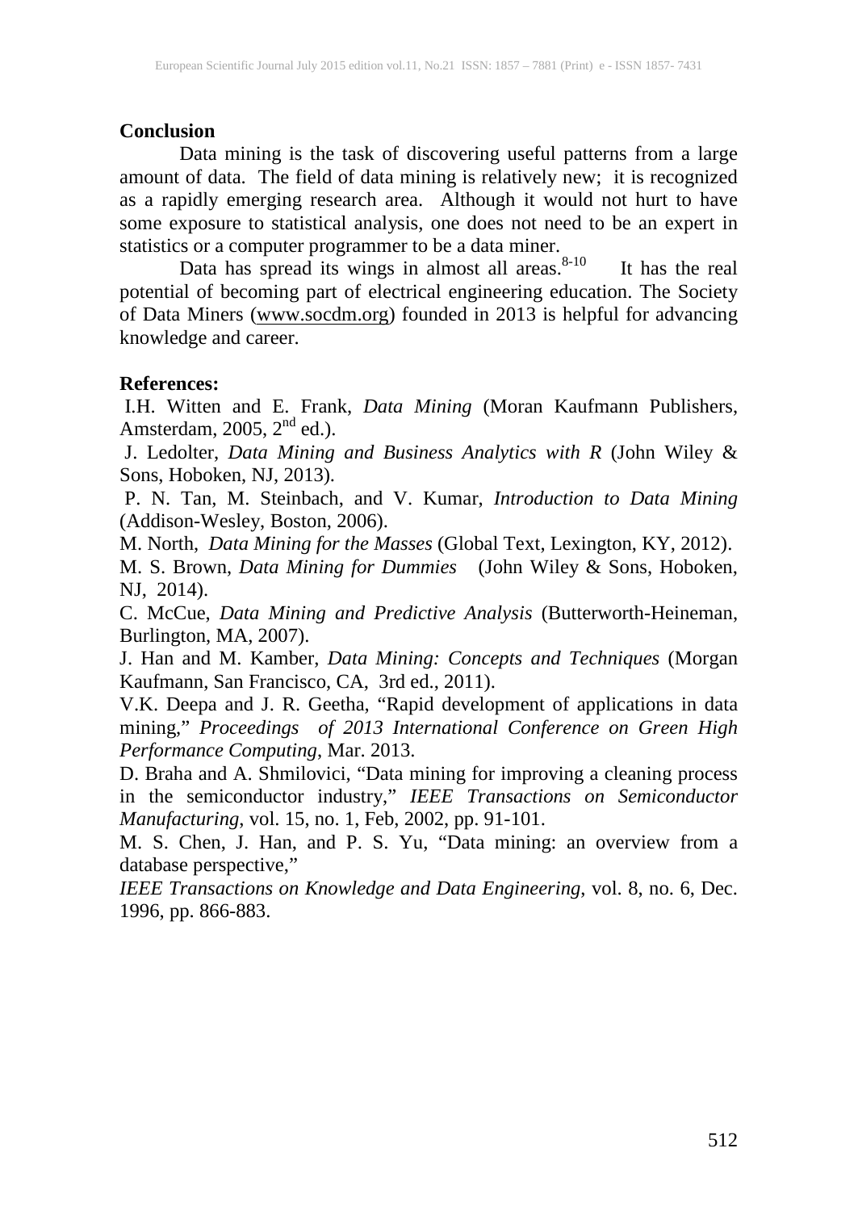## Conclusion

Data mining is the task of discovering useful patterns from a large amount of data. The field of data mining is relatively new; it is recognized as a rapidly emerging research area. Although it would not hurt to have some exposure to statistical analysis, one does not need to be an expert in statistics or a computer programmer to be a data miner.

Data has spread its wings in almost all areas.[8-10] It has the real potential of becoming part of electrical engineering education. The Society of Data Miners (www.socdm.org) founded in 2013 is helpful for advancing knowledge and career.

## References:

I.H. Witten and E. Frank, *Data Mining* (Moran Kaufmann Publishers, Amsterdam, 2005, 2nd ed.).

J. Ledolter, *Data Mining and Business Analytics with R* (John Wiley & Sons, Hoboken, NJ, 2013).

P. N. Tan, M. Steinbach, and V. Kumar, *Introduction to Data Mining* (Addison-Wesley, Boston, 2006).

M. North, *Data Mining for the Masses* (Global Text, Lexington, KY, 2012).

M. S. Brown, *Data Mining for Dummies* (John Wiley & Sons, Hoboken, NJ, 2014).

C. McCue, *Data Mining and Predictive Analysis* (Butterworth-Heineman, Burlington, MA, 2007).

J. Han and M. Kamber, *Data Mining: Concepts and Techniques* (Morgan Kaufmann, San Francisco, CA, 3rd ed., 2011).

V.K. Deepa and J. R. Geetha, "Rapid development of applications in data mining," *Proceedings of 2013 International Conference on Green High Performance Computing*, Mar. 2013.

D. Braha and A. Shmilovici, "Data mining for improving a cleaning process in the semiconductor industry," *IEEE Transactions on Semiconductor Manufacturing*, vol. 15, no. 1, Feb, 2002, pp. 91-101.

M. S. Chen, J. Han, and P. S. Yu, "Data mining: an overview from a database perspective,"
*IEEE Transactions on Knowledge and Data Engineering*, vol. 8, no. 6, Dec. 1996, pp. 866-883.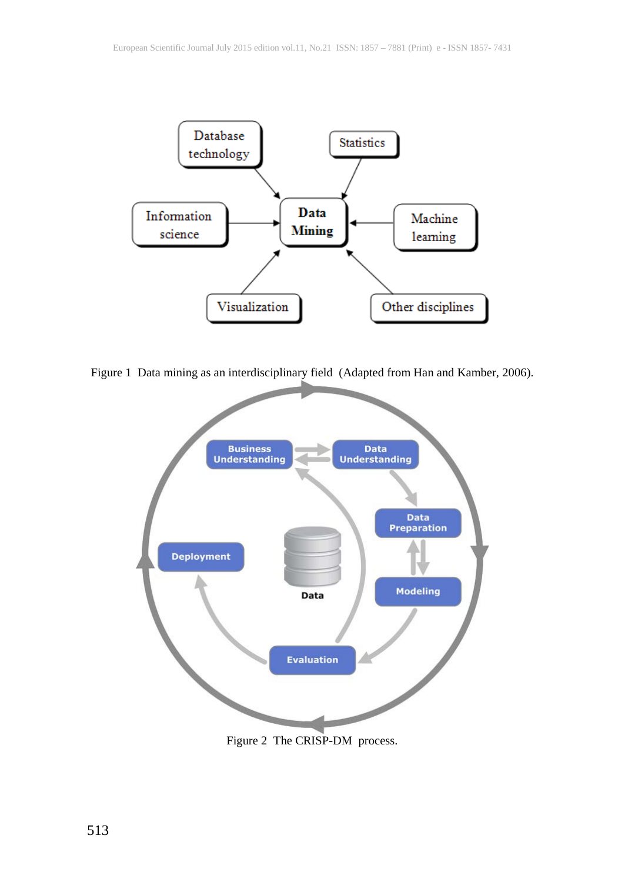Database technology

Statistics

Information science

Data Mining

Machine learning

Visualization

Other disciplines

Figure 1 Data mining as an interdisciplinary field (Adapted from Han and Kamber, 2006).

Business Understanding

Data Understanding

Data Preparation

Deployment

Data

Modeling

Evaluation

Figure 2 The CRISP-DM process.